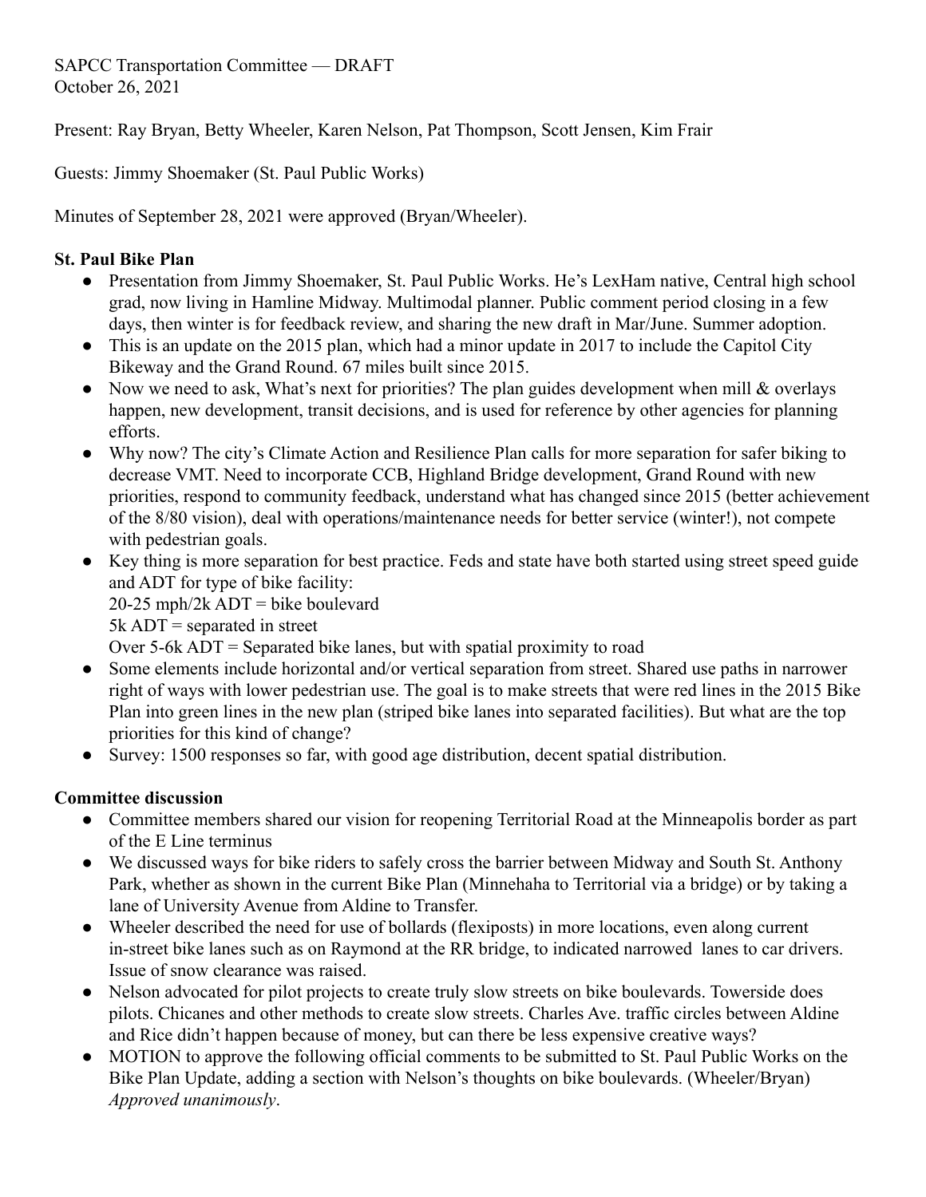SAPCC Transportation Committee — DRAFT
October 26, 2021

Present: Ray Bryan, Betty Wheeler, Karen Nelson, Pat Thompson, Scott Jensen, Kim Frair

Guests: Jimmy Shoemaker (St. Paul Public Works)

Minutes of September 28, 2021 were approved (Bryan/Wheeler).

**St. Paul Bike Plan**

- Presentation from Jimmy Shoemaker, St. Paul Public Works. He's LexHam native, Central high school grad, now living in Hamline Midway. Multimodal planner. Public comment period closing in a few days, then winter is for feedback review, and sharing the new draft in Mar/June. Summer adoption.
- This is an update on the 2015 plan, which had a minor update in 2017 to include the Capitol City Bikeway and the Grand Round. 67 miles built since 2015.
- Now we need to ask, What's next for priorities? The plan guides development when mill & overlays happen, new development, transit decisions, and is used for reference by other agencies for planning efforts.
- Why now? The city's Climate Action and Resilience Plan calls for more separation for safer biking to decrease VMT. Need to incorporate CCB, Highland Bridge development, Grand Round with new priorities, respond to community feedback, understand what has changed since 2015 (better achievement of the 8/80 vision), deal with operations/maintenance needs for better service (winter!), not compete with pedestrian goals.
- Key thing is more separation for best practice. Feds and state have both started using street speed guide and ADT for type of bike facility:
  20-25 mph/2k ADT = bike boulevard
  5k ADT = separated in street
  Over 5-6k ADT = Separated bike lanes, but with spatial proximity to road
- Some elements include horizontal and/or vertical separation from street. Shared use paths in narrower right of ways with lower pedestrian use. The goal is to make streets that were red lines in the 2015 Bike Plan into green lines in the new plan (striped bike lanes into separated facilities). But what are the top priorities for this kind of change?
- Survey: 1500 responses so far, with good age distribution, decent spatial distribution.

**Committee discussion**

- Committee members shared our vision for reopening Territorial Road at the Minneapolis border as part of the E Line terminus
- We discussed ways for bike riders to safely cross the barrier between Midway and South St. Anthony Park, whether as shown in the current Bike Plan (Minnehaha to Territorial via a bridge) or by taking a lane of University Avenue from Aldine to Transfer.
- Wheeler described the need for use of bollards (flexiposts) in more locations, even along current in-street bike lanes such as on Raymond at the RR bridge, to indicated narrowed lanes to car drivers. Issue of snow clearance was raised.
- Nelson advocated for pilot projects to create truly slow streets on bike boulevards. Towerside does pilots. Chicanes and other methods to create slow streets. Charles Ave. traffic circles between Aldine and Rice didn't happen because of money, but can there be less expensive creative ways?
- MOTION to approve the following official comments to be submitted to St. Paul Public Works on the Bike Plan Update, adding a section with Nelson's thoughts on bike boulevards. (Wheeler/Bryan) *Approved unanimously*.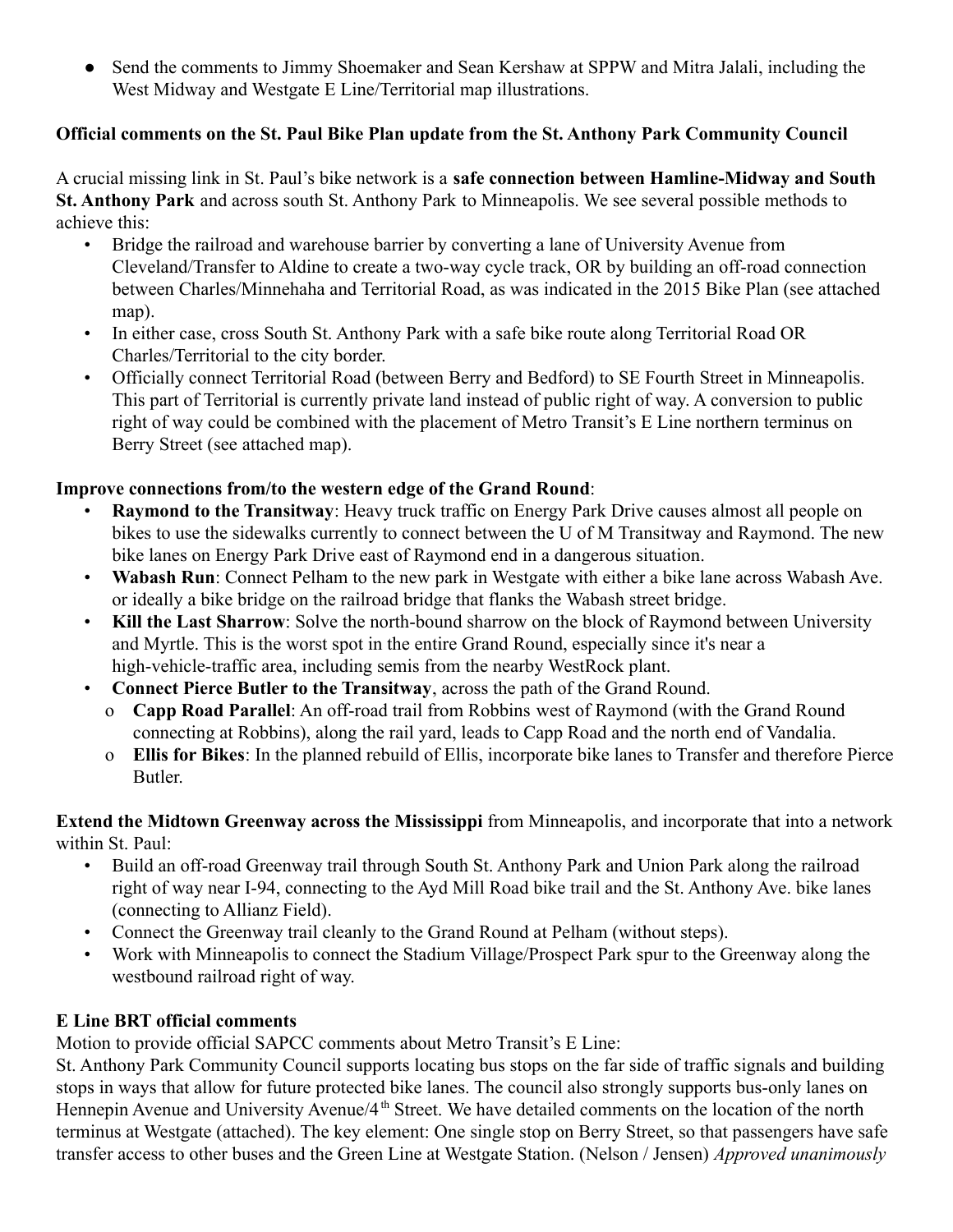- Send the comments to Jimmy Shoemaker and Sean Kershaw at SPPW and Mitra Jalali, including the West Midway and Westgate E Line/Territorial map illustrations.

**Official comments on the St. Paul Bike Plan update from the St. Anthony Park Community Council**

A crucial missing link in St. Paul's bike network is a **safe connection between Hamline-Midway and South St. Anthony Park** and across south St. Anthony Park to Minneapolis. We see several possible methods to achieve this:

- Bridge the railroad and warehouse barrier by converting a lane of University Avenue from Cleveland/Transfer to Aldine to create a two-way cycle track, OR by building an off-road connection between Charles/Minnehaha and Territorial Road, as was indicated in the 2015 Bike Plan (see attached map).
- In either case, cross South St. Anthony Park with a safe bike route along Territorial Road OR Charles/Territorial to the city border.
- Officially connect Territorial Road (between Berry and Bedford) to SE Fourth Street in Minneapolis. This part of Territorial is currently private land instead of public right of way. A conversion to public right of way could be combined with the placement of Metro Transit's E Line northern terminus on Berry Street (see attached map).

**Improve connections from/to the western edge of the Grand Round**:

- **Raymond to the Transitway**: Heavy truck traffic on Energy Park Drive causes almost all people on bikes to use the sidewalks currently to connect between the U of M Transitway and Raymond. The new bike lanes on Energy Park Drive east of Raymond end in a dangerous situation.
- **Wabash Run**: Connect Pelham to the new park in Westgate with either a bike lane across Wabash Ave. or ideally a bike bridge on the railroad bridge that flanks the Wabash street bridge.
- **Kill the Last Sharrow**: Solve the north-bound sharrow on the block of Raymond between University and Myrtle. This is the worst spot in the entire Grand Round, especially since it's near a high-vehicle-traffic area, including semis from the nearby WestRock plant.
- **Connect Pierce Butler to the Transitway**, across the path of the Grand Round.
  - **Capp Road Parallel**: An off-road trail from Robbins west of Raymond (with the Grand Round connecting at Robbins), along the rail yard, leads to Capp Road and the north end of Vandalia.
  - **Ellis for Bikes**: In the planned rebuild of Ellis, incorporate bike lanes to Transfer and therefore Pierce Butler.

**Extend the Midtown Greenway across the Mississippi** from Minneapolis, and incorporate that into a network within St. Paul:

- Build an off-road Greenway trail through South St. Anthony Park and Union Park along the railroad right of way near I-94, connecting to the Ayd Mill Road bike trail and the St. Anthony Ave. bike lanes (connecting to Allianz Field).
- Connect the Greenway trail cleanly to the Grand Round at Pelham (without steps).
- Work with Minneapolis to connect the Stadium Village/Prospect Park spur to the Greenway along the westbound railroad right of way.

**E Line BRT official comments**

Motion to provide official SAPCC comments about Metro Transit's E Line:
St. Anthony Park Community Council supports locating bus stops on the far side of traffic signals and building stops in ways that allow for future protected bike lanes. The council also strongly supports bus-only lanes on Hennepin Avenue and University Avenue/4th Street. We have detailed comments on the location of the north terminus at Westgate (attached). The key element: One single stop on Berry Street, so that passengers have safe transfer access to other buses and the Green Line at Westgate Station. (Nelson / Jensen) *Approved unanimously*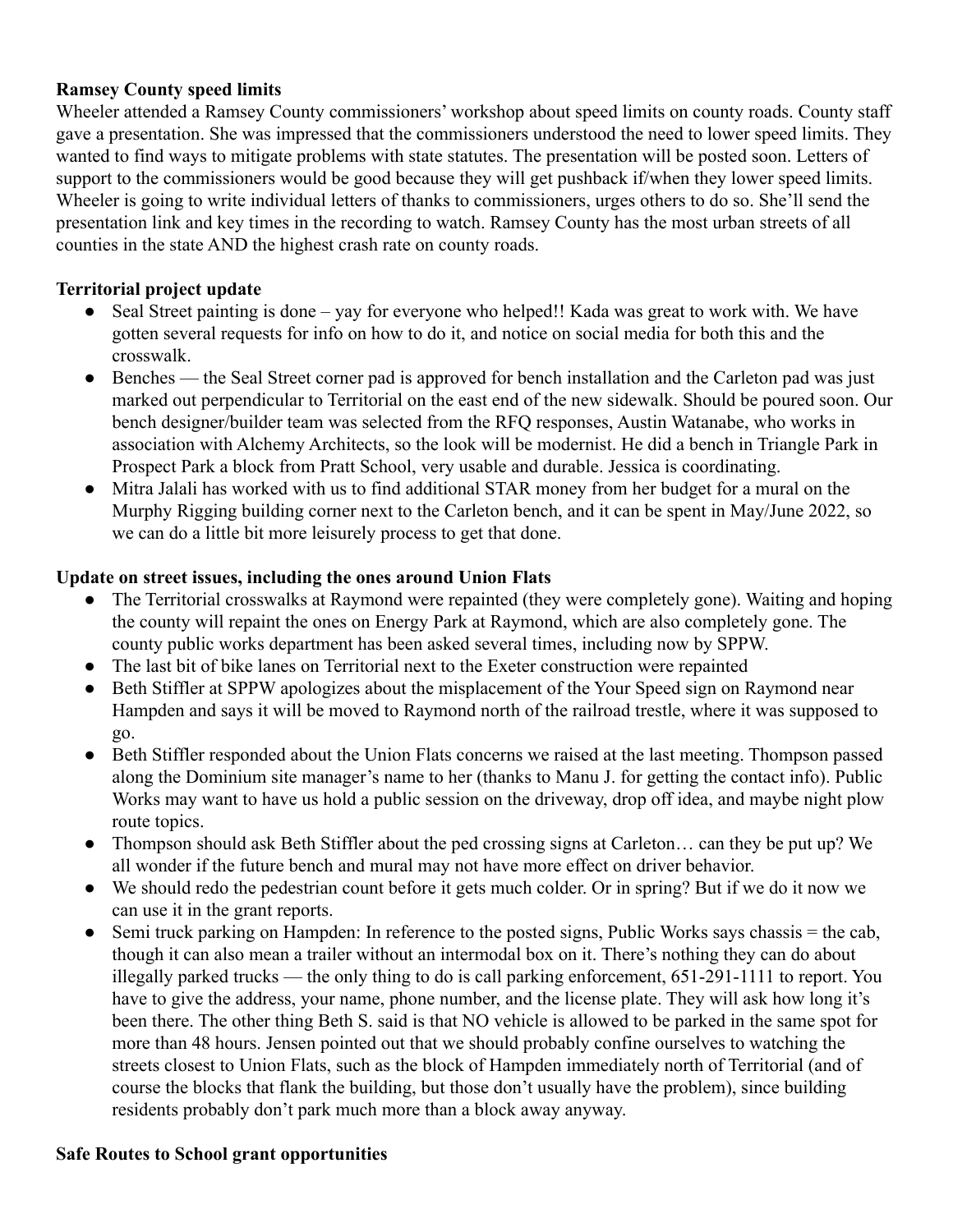**Ramsey County speed limits**

Wheeler attended a Ramsey County commissioners' workshop about speed limits on county roads. County staff gave a presentation. She was impressed that the commissioners understood the need to lower speed limits. They wanted to find ways to mitigate problems with state statutes. The presentation will be posted soon. Letters of support to the commissioners would be good because they will get pushback if/when they lower speed limits. Wheeler is going to write individual letters of thanks to commissioners, urges others to do so. She'll send the presentation link and key times in the recording to watch. Ramsey County has the most urban streets of all counties in the state AND the highest crash rate on county roads.

**Territorial project update**

- Seal Street painting is done – yay for everyone who helped!! Kada was great to work with. We have gotten several requests for info on how to do it, and notice on social media for both this and the crosswalk.
- Benches — the Seal Street corner pad is approved for bench installation and the Carleton pad was just marked out perpendicular to Territorial on the east end of the new sidewalk. Should be poured soon. Our bench designer/builder team was selected from the RFQ responses, Austin Watanabe, who works in association with Alchemy Architects, so the look will be modernist. He did a bench in Triangle Park in Prospect Park a block from Pratt School, very usable and durable. Jessica is coordinating.
- Mitra Jalali has worked with us to find additional STAR money from her budget for a mural on the Murphy Rigging building corner next to the Carleton bench, and it can be spent in May/June 2022, so we can do a little bit more leisurely process to get that done.

**Update on street issues, including the ones around Union Flats**

- The Territorial crosswalks at Raymond were repainted (they were completely gone). Waiting and hoping the county will repaint the ones on Energy Park at Raymond, which are also completely gone. The county public works department has been asked several times, including now by SPPW.
- The last bit of bike lanes on Territorial next to the Exeter construction were repainted
- Beth Stiffler at SPPW apologizes about the misplacement of the Your Speed sign on Raymond near Hampden and says it will be moved to Raymond north of the railroad trestle, where it was supposed to go.
- Beth Stiffler responded about the Union Flats concerns we raised at the last meeting. Thompson passed along the Dominium site manager's name to her (thanks to Manu J. for getting the contact info). Public Works may want to have us hold a public session on the driveway, drop off idea, and maybe night plow route topics.
- Thompson should ask Beth Stiffler about the ped crossing signs at Carleton… can they be put up? We all wonder if the future bench and mural may not have more effect on driver behavior.
- We should redo the pedestrian count before it gets much colder. Or in spring? But if we do it now we can use it in the grant reports.
- Semi truck parking on Hampden: In reference to the posted signs, Public Works says chassis = the cab, though it can also mean a trailer without an intermodal box on it. There's nothing they can do about illegally parked trucks — the only thing to do is call parking enforcement, 651-291-1111 to report. You have to give the address, your name, phone number, and the license plate. They will ask how long it's been there. The other thing Beth S. said is that NO vehicle is allowed to be parked in the same spot for more than 48 hours. Jensen pointed out that we should probably confine ourselves to watching the streets closest to Union Flats, such as the block of Hampden immediately north of Territorial (and of course the blocks that flank the building, but those don't usually have the problem), since building residents probably don't park much more than a block away anyway.

**Safe Routes to School grant opportunities**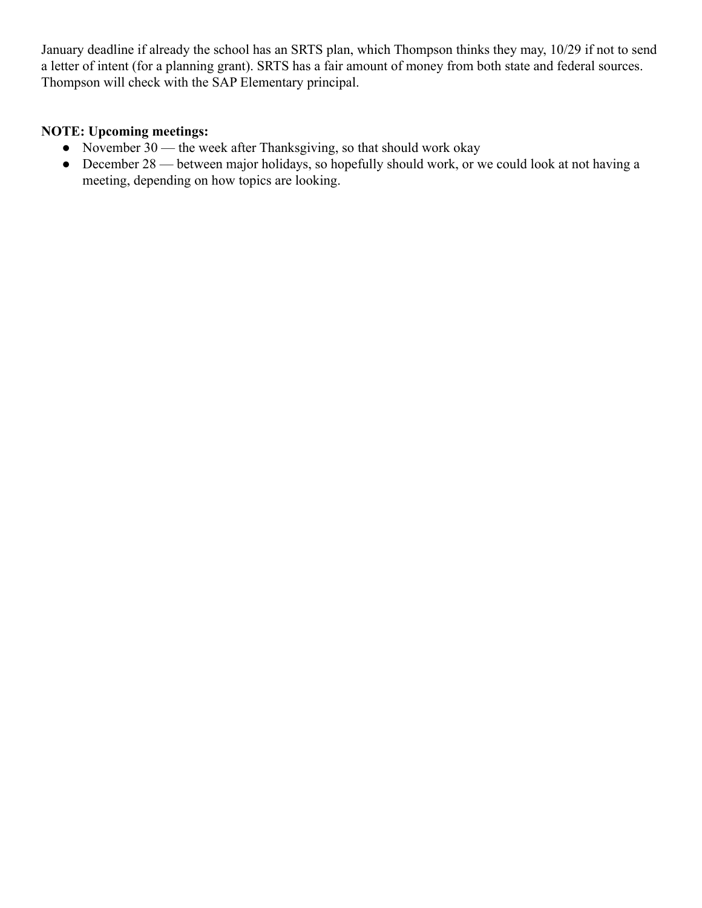January deadline if already the school has an SRTS plan, which Thompson thinks they may, 10/29 if not to send a letter of intent (for a planning grant). SRTS has a fair amount of money from both state and federal sources. Thompson will check with the SAP Elementary principal.

**NOTE: Upcoming meetings:**

- November 30 — the week after Thanksgiving, so that should work okay
- December 28 — between major holidays, so hopefully should work, or we could look at not having a meeting, depending on how topics are looking.